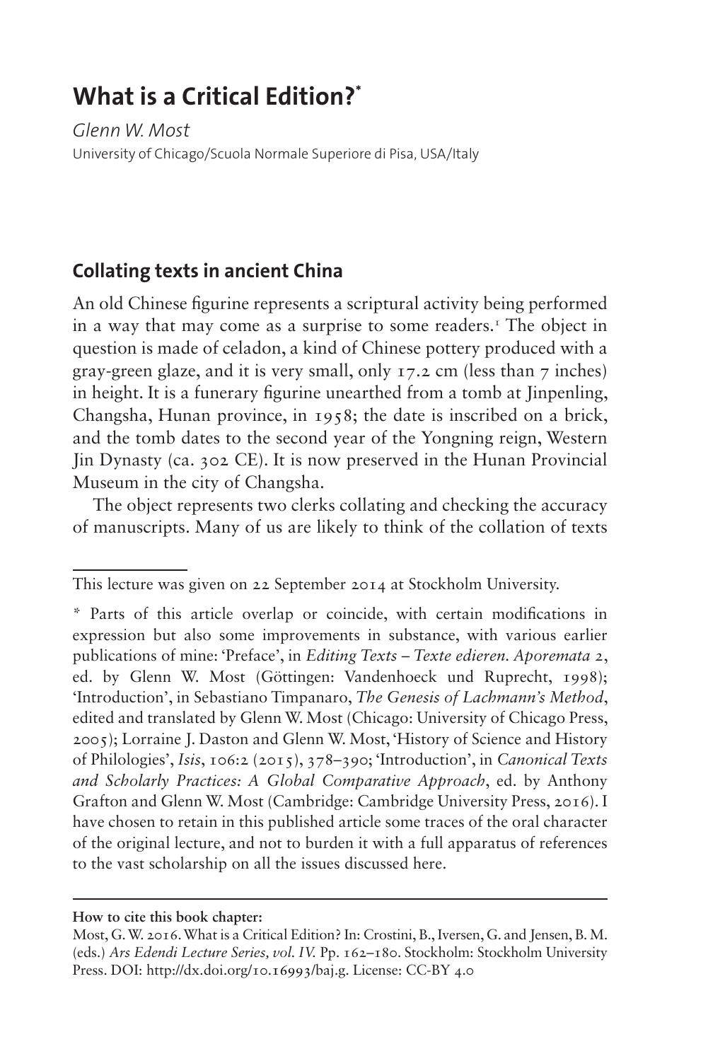# What is a Critical Edition?*

*Glenn W. Most*
University of Chicago/Scuola Normale Superiore di Pisa, USA/Italy

## Collating texts in ancient China

An old Chinese figurine represents a scriptural activity being performed in a way that may come as a surprise to some readers.[1] The object in question is made of celadon, a kind of Chinese pottery produced with a gray-green glaze, and it is very small, only 17.2 cm (less than 7 inches) in height. It is a funerary figurine unearthed from a tomb at Jinpenling, Changsha, Hunan province, in 1958; the date is inscribed on a brick, and the tomb dates to the second year of the Yongning reign, Western Jin Dynasty (ca. 302 CE). It is now preserved in the Hunan Provincial Museum in the city of Changsha.

The object represents two clerks collating and checking the accuracy of manuscripts. Many of us are likely to think of the collation of texts

---

This lecture was given on 22 September 2014 at Stockholm University.

\* Parts of this article overlap or coincide, with certain modifications in expression but also some improvements in substance, with various earlier publications of mine: 'Preface', in *Editing Texts – Texte edieren. Aporemata 2*, ed. by Glenn W. Most (Göttingen: Vandenhoeck und Ruprecht, 1998); 'Introduction', in Sebastiano Timpanaro, *The Genesis of Lachmann's Method*, edited and translated by Glenn W. Most (Chicago: University of Chicago Press, 2005); Lorraine J. Daston and Glenn W. Most, 'History of Science and History of Philologies', *Isis*, 106:2 (2015), 378–390; 'Introduction', in *Canonical Texts and Scholarly Practices: A Global Comparative Approach*, ed. by Anthony Grafton and Glenn W. Most (Cambridge: Cambridge University Press, 2016). I have chosen to retain in this published article some traces of the oral character of the original lecture, and not to burden it with a full apparatus of references to the vast scholarship on all the issues discussed here.

---

**How to cite this book chapter:**

Most, G. W. 2016. What is a Critical Edition? In: Crostini, B., Iversen, G. and Jensen, B. M. (eds.) *Ars Edendi Lecture Series, vol. IV.* Pp. 162–180. Stockholm: Stockholm University Press. DOI: http://dx.doi.org/10.16993/baj.g. License: CC-BY 4.0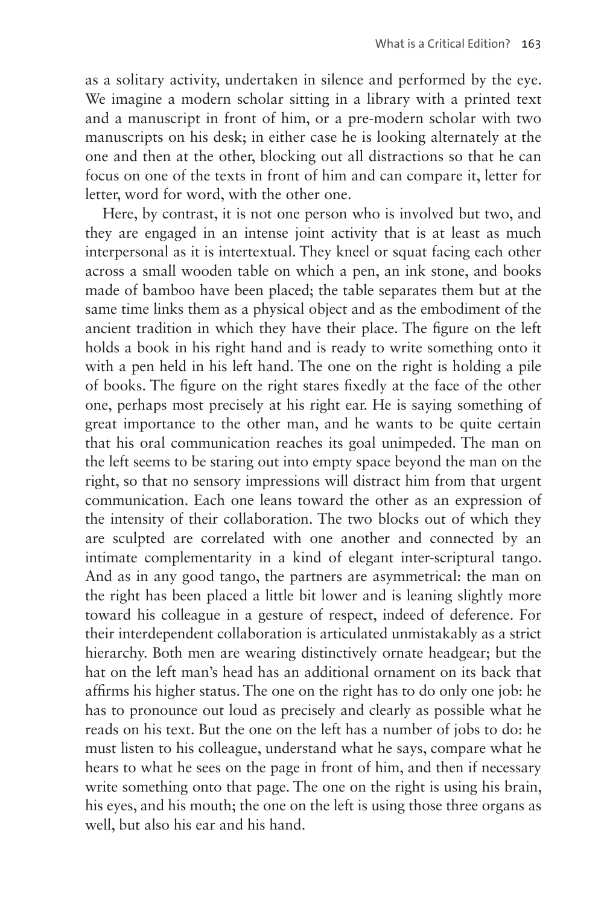as a solitary activity, undertaken in silence and performed by the eye. We imagine a modern scholar sitting in a library with a printed text and a manuscript in front of him, or a pre-modern scholar with two manuscripts on his desk; in either case he is looking alternately at the one and then at the other, blocking out all distractions so that he can focus on one of the texts in front of him and can compare it, letter for letter, word for word, with the other one.

Here, by contrast, it is not one person who is involved but two, and they are engaged in an intense joint activity that is at least as much interpersonal as it is intertextual. They kneel or squat facing each other across a small wooden table on which a pen, an ink stone, and books made of bamboo have been placed; the table separates them but at the same time links them as a physical object and as the embodiment of the ancient tradition in which they have their place. The figure on the left holds a book in his right hand and is ready to write something onto it with a pen held in his left hand. The one on the right is holding a pile of books. The figure on the right stares fixedly at the face of the other one, perhaps most precisely at his right ear. He is saying something of great importance to the other man, and he wants to be quite certain that his oral communication reaches its goal unimpeded. The man on the left seems to be staring out into empty space beyond the man on the right, so that no sensory impressions will distract him from that urgent communication. Each one leans toward the other as an expression of the intensity of their collaboration. The two blocks out of which they are sculpted are correlated with one another and connected by an intimate complementarity in a kind of elegant inter-scriptural tango. And as in any good tango, the partners are asymmetrical: the man on the right has been placed a little bit lower and is leaning slightly more toward his colleague in a gesture of respect, indeed of deference. For their interdependent collaboration is articulated unmistakably as a strict hierarchy. Both men are wearing distinctively ornate headgear; but the hat on the left man's head has an additional ornament on its back that affirms his higher status. The one on the right has to do only one job: he has to pronounce out loud as precisely and clearly as possible what he reads on his text. But the one on the left has a number of jobs to do: he must listen to his colleague, understand what he says, compare what he hears to what he sees on the page in front of him, and then if necessary write something onto that page. The one on the right is using his brain, his eyes, and his mouth; the one on the left is using those three organs as well, but also his ear and his hand.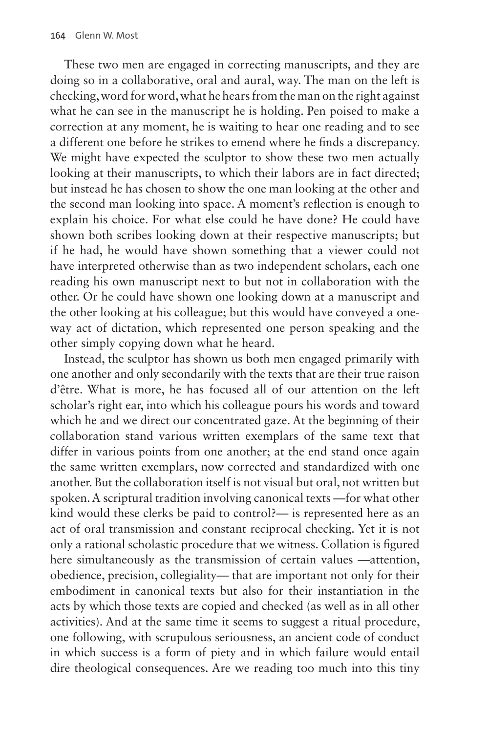These two men are engaged in correcting manuscripts, and they are doing so in a collaborative, oral and aural, way. The man on the left is checking, word for word, what he hears from the man on the right against what he can see in the manuscript he is holding. Pen poised to make a correction at any moment, he is waiting to hear one reading and to see a different one before he strikes to emend where he finds a discrepancy. We might have expected the sculptor to show these two men actually looking at their manuscripts, to which their labors are in fact directed; but instead he has chosen to show the one man looking at the other and the second man looking into space. A moment's reflection is enough to explain his choice. For what else could he have done? He could have shown both scribes looking down at their respective manuscripts; but if he had, he would have shown something that a viewer could not have interpreted otherwise than as two independent scholars, each one reading his own manuscript next to but not in collaboration with the other. Or he could have shown one looking down at a manuscript and the other looking at his colleague; but this would have conveyed a one-way act of dictation, which represented one person speaking and the other simply copying down what he heard.

Instead, the sculptor has shown us both men engaged primarily with one another and only secondarily with the texts that are their true raison d'être. What is more, he has focused all of our attention on the left scholar's right ear, into which his colleague pours his words and toward which he and we direct our concentrated gaze. At the beginning of their collaboration stand various written exemplars of the same text that differ in various points from one another; at the end stand once again the same written exemplars, now corrected and standardized with one another. But the collaboration itself is not visual but oral, not written but spoken. A scriptural tradition involving canonical texts —for what other kind would these clerks be paid to control?— is represented here as an act of oral transmission and constant reciprocal checking. Yet it is not only a rational scholastic procedure that we witness. Collation is figured here simultaneously as the transmission of certain values —attention, obedience, precision, collegiality— that are important not only for their embodiment in canonical texts but also for their instantiation in the acts by which those texts are copied and checked (as well as in all other activities). And at the same time it seems to suggest a ritual procedure, one following, with scrupulous seriousness, an ancient code of conduct in which success is a form of piety and in which failure would entail dire theological consequences. Are we reading too much into this tiny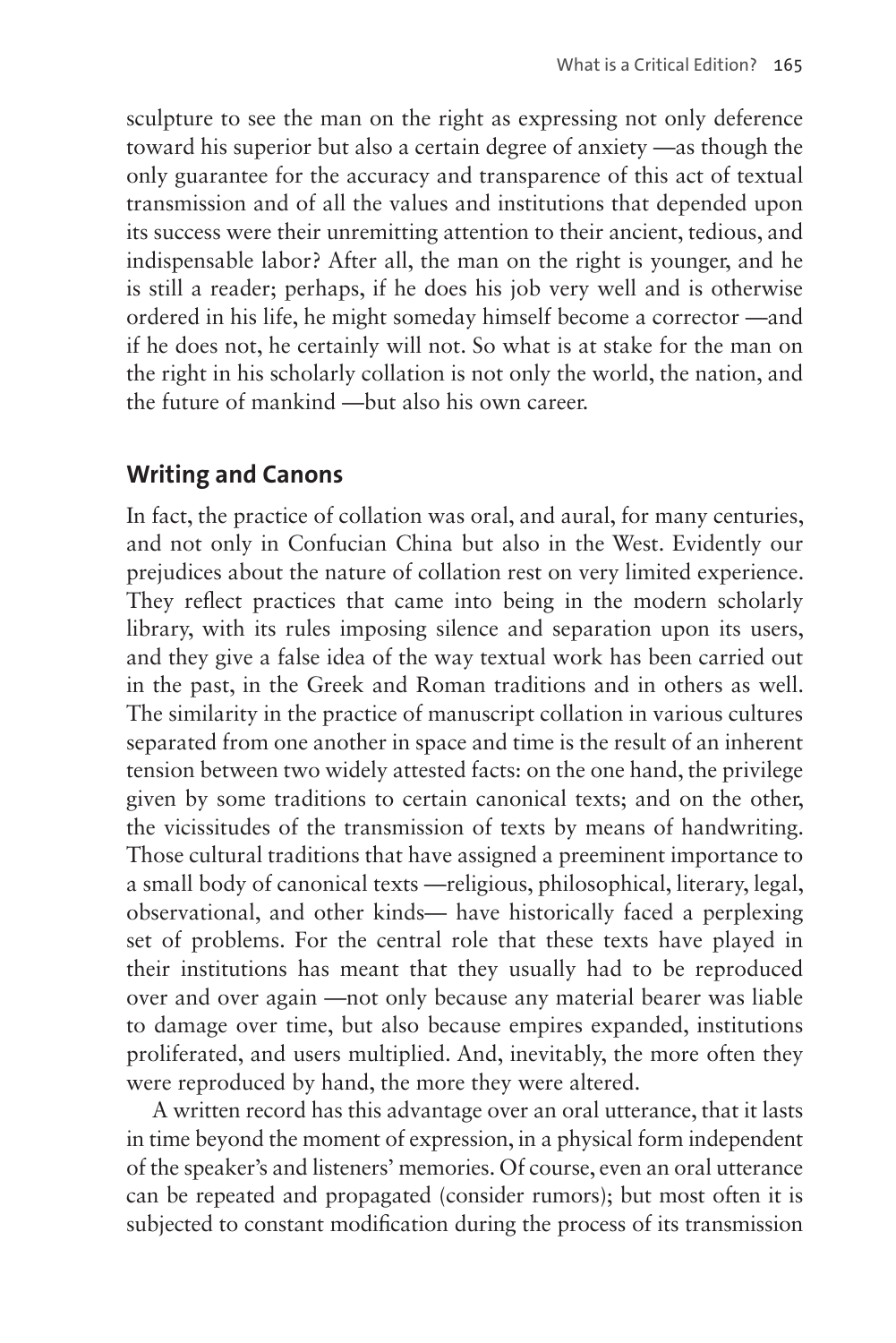sculpture to see the man on the right as expressing not only deference toward his superior but also a certain degree of anxiety —as though the only guarantee for the accuracy and transparence of this act of textual transmission and of all the values and institutions that depended upon its success were their unremitting attention to their ancient, tedious, and indispensable labor? After all, the man on the right is younger, and he is still a reader; perhaps, if he does his job very well and is otherwise ordered in his life, he might someday himself become a corrector —and if he does not, he certainly will not. So what is at stake for the man on the right in his scholarly collation is not only the world, the nation, and the future of mankind —but also his own career.

## Writing and Canons

In fact, the practice of collation was oral, and aural, for many centuries, and not only in Confucian China but also in the West. Evidently our prejudices about the nature of collation rest on very limited experience. They reflect practices that came into being in the modern scholarly library, with its rules imposing silence and separation upon its users, and they give a false idea of the way textual work has been carried out in the past, in the Greek and Roman traditions and in others as well. The similarity in the practice of manuscript collation in various cultures separated from one another in space and time is the result of an inherent tension between two widely attested facts: on the one hand, the privilege given by some traditions to certain canonical texts; and on the other, the vicissitudes of the transmission of texts by means of handwriting. Those cultural traditions that have assigned a preeminent importance to a small body of canonical texts —religious, philosophical, literary, legal, observational, and other kinds— have historically faced a perplexing set of problems. For the central role that these texts have played in their institutions has meant that they usually had to be reproduced over and over again —not only because any material bearer was liable to damage over time, but also because empires expanded, institutions proliferated, and users multiplied. And, inevitably, the more often they were reproduced by hand, the more they were altered.

A written record has this advantage over an oral utterance, that it lasts in time beyond the moment of expression, in a physical form independent of the speaker's and listeners' memories. Of course, even an oral utterance can be repeated and propagated (consider rumors); but most often it is subjected to constant modification during the process of its transmission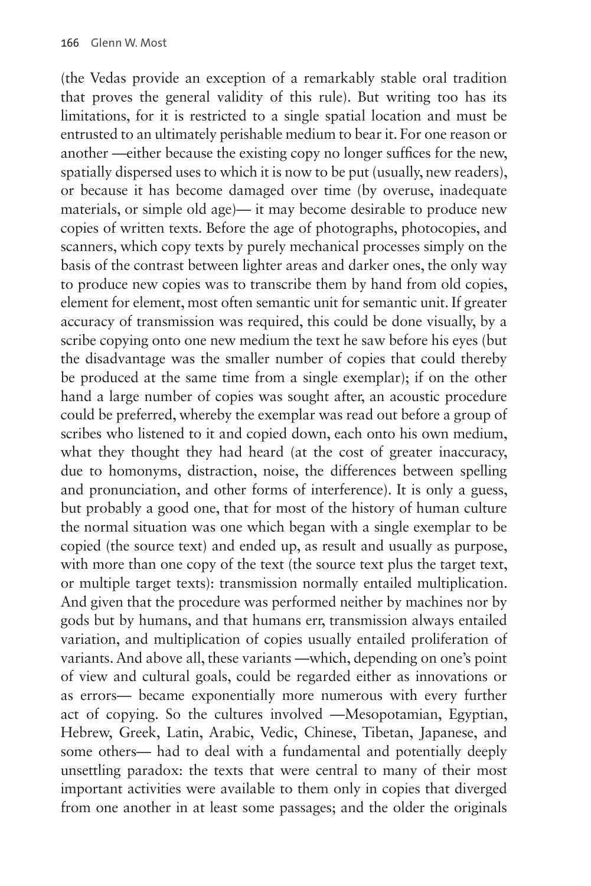(the Vedas provide an exception of a remarkably stable oral tradition that proves the general validity of this rule). But writing too has its limitations, for it is restricted to a single spatial location and must be entrusted to an ultimately perishable medium to bear it. For one reason or another —either because the existing copy no longer suffices for the new, spatially dispersed uses to which it is now to be put (usually, new readers), or because it has become damaged over time (by overuse, inadequate materials, or simple old age)— it may become desirable to produce new copies of written texts. Before the age of photographs, photocopies, and scanners, which copy texts by purely mechanical processes simply on the basis of the contrast between lighter areas and darker ones, the only way to produce new copies was to transcribe them by hand from old copies, element for element, most often semantic unit for semantic unit. If greater accuracy of transmission was required, this could be done visually, by a scribe copying onto one new medium the text he saw before his eyes (but the disadvantage was the smaller number of copies that could thereby be produced at the same time from a single exemplar); if on the other hand a large number of copies was sought after, an acoustic procedure could be preferred, whereby the exemplar was read out before a group of scribes who listened to it and copied down, each onto his own medium, what they thought they had heard (at the cost of greater inaccuracy, due to homonyms, distraction, noise, the differences between spelling and pronunciation, and other forms of interference). It is only a guess, but probably a good one, that for most of the history of human culture the normal situation was one which began with a single exemplar to be copied (the source text) and ended up, as result and usually as purpose, with more than one copy of the text (the source text plus the target text, or multiple target texts): transmission normally entailed multiplication. And given that the procedure was performed neither by machines nor by gods but by humans, and that humans err, transmission always entailed variation, and multiplication of copies usually entailed proliferation of variants. And above all, these variants —which, depending on one's point of view and cultural goals, could be regarded either as innovations or as errors— became exponentially more numerous with every further act of copying. So the cultures involved —Mesopotamian, Egyptian, Hebrew, Greek, Latin, Arabic, Vedic, Chinese, Tibetan, Japanese, and some others— had to deal with a fundamental and potentially deeply unsettling paradox: the texts that were central to many of their most important activities were available to them only in copies that diverged from one another in at least some passages; and the older the originals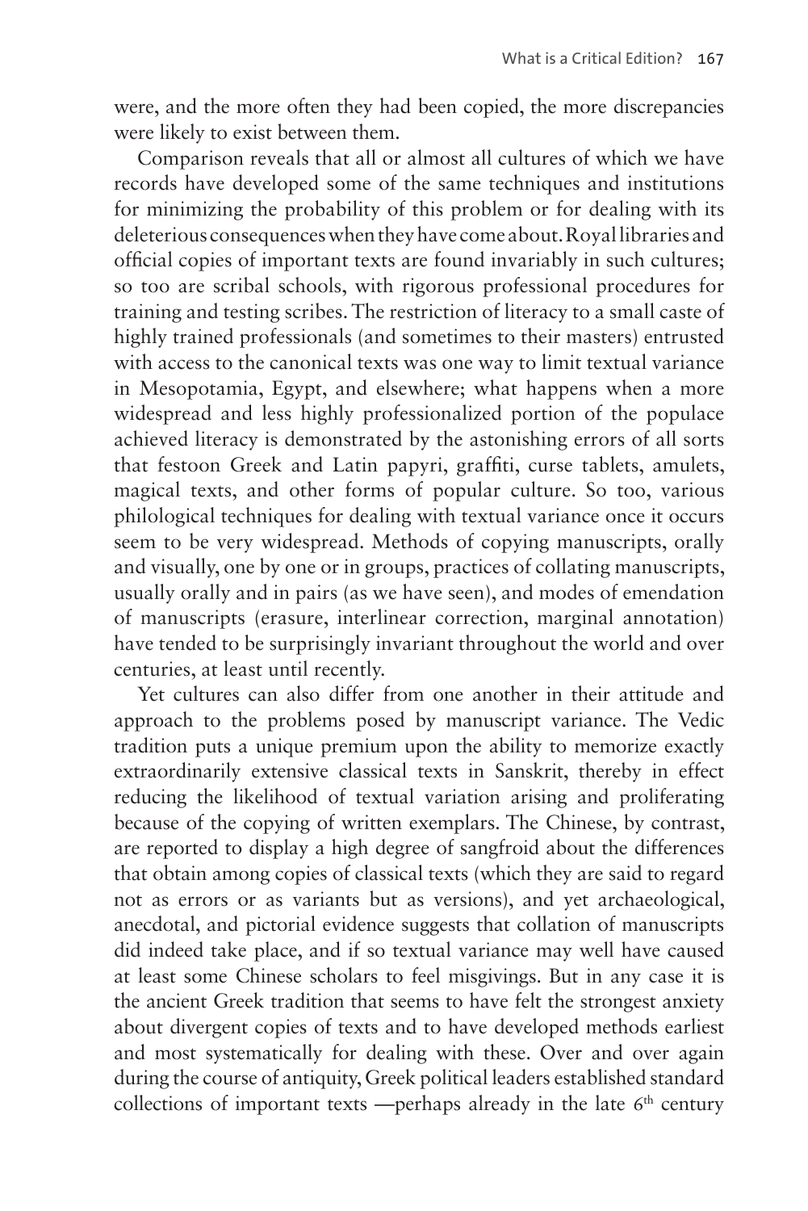were, and the more often they had been copied, the more discrepancies were likely to exist between them.

Comparison reveals that all or almost all cultures of which we have records have developed some of the same techniques and institutions for minimizing the probability of this problem or for dealing with its deleterious consequences when they have come about. Royal libraries and official copies of important texts are found invariably in such cultures; so too are scribal schools, with rigorous professional procedures for training and testing scribes. The restriction of literacy to a small caste of highly trained professionals (and sometimes to their masters) entrusted with access to the canonical texts was one way to limit textual variance in Mesopotamia, Egypt, and elsewhere; what happens when a more widespread and less highly professionalized portion of the populace achieved literacy is demonstrated by the astonishing errors of all sorts that festoon Greek and Latin papyri, graffiti, curse tablets, amulets, magical texts, and other forms of popular culture. So too, various philological techniques for dealing with textual variance once it occurs seem to be very widespread. Methods of copying manuscripts, orally and visually, one by one or in groups, practices of collating manuscripts, usually orally and in pairs (as we have seen), and modes of emendation of manuscripts (erasure, interlinear correction, marginal annotation) have tended to be surprisingly invariant throughout the world and over centuries, at least until recently.

Yet cultures can also differ from one another in their attitude and approach to the problems posed by manuscript variance. The Vedic tradition puts a unique premium upon the ability to memorize exactly extraordinarily extensive classical texts in Sanskrit, thereby in effect reducing the likelihood of textual variation arising and proliferating because of the copying of written exemplars. The Chinese, by contrast, are reported to display a high degree of sangfroid about the differences that obtain among copies of classical texts (which they are said to regard not as errors or as variants but as versions), and yet archaeological, anecdotal, and pictorial evidence suggests that collation of manuscripts did indeed take place, and if so textual variance may well have caused at least some Chinese scholars to feel misgivings. But in any case it is the ancient Greek tradition that seems to have felt the strongest anxiety about divergent copies of texts and to have developed methods earliest and most systematically for dealing with these. Over and over again during the course of antiquity, Greek political leaders established standard collections of important texts —perhaps already in the late 6th century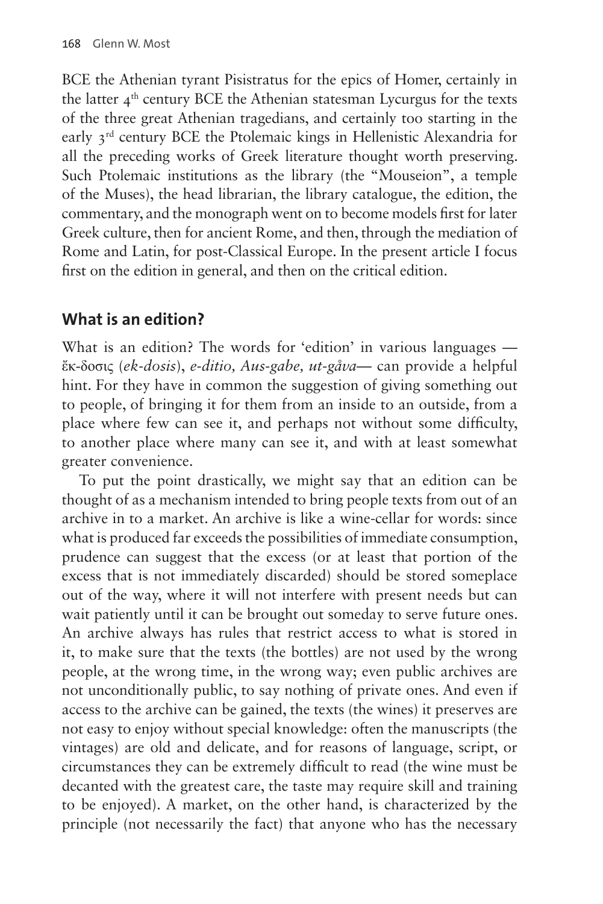BCE the Athenian tyrant Pisistratus for the epics of Homer, certainly in the latter 4th century BCE the Athenian statesman Lycurgus for the texts of the three great Athenian tragedians, and certainly too starting in the early 3rd century BCE the Ptolemaic kings in Hellenistic Alexandria for all the preceding works of Greek literature thought worth preserving. Such Ptolemaic institutions as the library (the "Mouseion", a temple of the Muses), the head librarian, the library catalogue, the edition, the commentary, and the monograph went on to become models first for later Greek culture, then for ancient Rome, and then, through the mediation of Rome and Latin, for post-Classical Europe. In the present article I focus first on the edition in general, and then on the critical edition.

## What is an edition?

What is an edition? The words for 'edition' in various languages — ἔκ-δοσις (*ek-dosis*), *e-ditio, Aus-gabe, ut-gåva*— can provide a helpful hint. For they have in common the suggestion of giving something out to people, of bringing it for them from an inside to an outside, from a place where few can see it, and perhaps not without some difficulty, to another place where many can see it, and with at least somewhat greater convenience.

To put the point drastically, we might say that an edition can be thought of as a mechanism intended to bring people texts from out of an archive in to a market. An archive is like a wine-cellar for words: since what is produced far exceeds the possibilities of immediate consumption, prudence can suggest that the excess (or at least that portion of the excess that is not immediately discarded) should be stored someplace out of the way, where it will not interfere with present needs but can wait patiently until it can be brought out someday to serve future ones. An archive always has rules that restrict access to what is stored in it, to make sure that the texts (the bottles) are not used by the wrong people, at the wrong time, in the wrong way; even public archives are not unconditionally public, to say nothing of private ones. And even if access to the archive can be gained, the texts (the wines) it preserves are not easy to enjoy without special knowledge: often the manuscripts (the vintages) are old and delicate, and for reasons of language, script, or circumstances they can be extremely difficult to read (the wine must be decanted with the greatest care, the taste may require skill and training to be enjoyed). A market, on the other hand, is characterized by the principle (not necessarily the fact) that anyone who has the necessary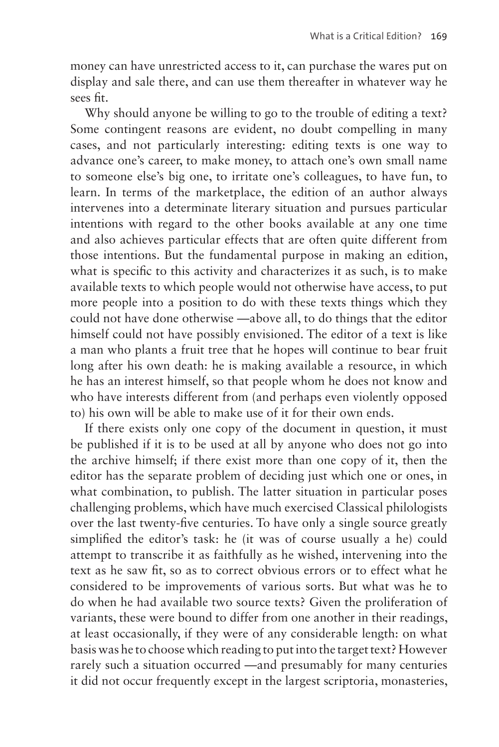money can have unrestricted access to it, can purchase the wares put on display and sale there, and can use them thereafter in whatever way he sees fit.

Why should anyone be willing to go to the trouble of editing a text? Some contingent reasons are evident, no doubt compelling in many cases, and not particularly interesting: editing texts is one way to advance one's career, to make money, to attach one's own small name to someone else's big one, to irritate one's colleagues, to have fun, to learn. In terms of the marketplace, the edition of an author always intervenes into a determinate literary situation and pursues particular intentions with regard to the other books available at any one time and also achieves particular effects that are often quite different from those intentions. But the fundamental purpose in making an edition, what is specific to this activity and characterizes it as such, is to make available texts to which people would not otherwise have access, to put more people into a position to do with these texts things which they could not have done otherwise —above all, to do things that the editor himself could not have possibly envisioned. The editor of a text is like a man who plants a fruit tree that he hopes will continue to bear fruit long after his own death: he is making available a resource, in which he has an interest himself, so that people whom he does not know and who have interests different from (and perhaps even violently opposed to) his own will be able to make use of it for their own ends.

If there exists only one copy of the document in question, it must be published if it is to be used at all by anyone who does not go into the archive himself; if there exist more than one copy of it, then the editor has the separate problem of deciding just which one or ones, in what combination, to publish. The latter situation in particular poses challenging problems, which have much exercised Classical philologists over the last twenty-five centuries. To have only a single source greatly simplified the editor's task: he (it was of course usually a he) could attempt to transcribe it as faithfully as he wished, intervening into the text as he saw fit, so as to correct obvious errors or to effect what he considered to be improvements of various sorts. But what was he to do when he had available two source texts? Given the proliferation of variants, these were bound to differ from one another in their readings, at least occasionally, if they were of any considerable length: on what basis was he to choose which reading to put into the target text? However rarely such a situation occurred —and presumably for many centuries it did not occur frequently except in the largest scriptoria, monasteries,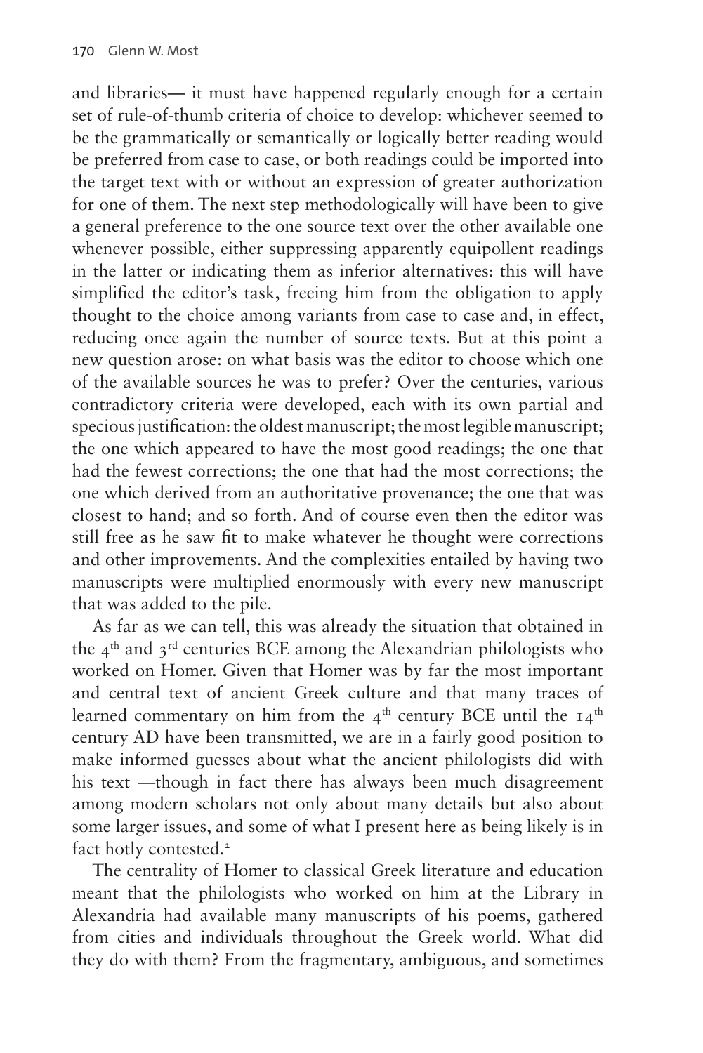and libraries— it must have happened regularly enough for a certain set of rule-of-thumb criteria of choice to develop: whichever seemed to be the grammatically or semantically or logically better reading would be preferred from case to case, or both readings could be imported into the target text with or without an expression of greater authorization for one of them. The next step methodologically will have been to give a general preference to the one source text over the other available one whenever possible, either suppressing apparently equipollent readings in the latter or indicating them as inferior alternatives: this will have simplified the editor's task, freeing him from the obligation to apply thought to the choice among variants from case to case and, in effect, reducing once again the number of source texts. But at this point a new question arose: on what basis was the editor to choose which one of the available sources he was to prefer? Over the centuries, various contradictory criteria were developed, each with its own partial and specious justification: the oldest manuscript; the most legible manuscript; the one which appeared to have the most good readings; the one that had the fewest corrections; the one that had the most corrections; the one which derived from an authoritative provenance; the one that was closest to hand; and so forth. And of course even then the editor was still free as he saw fit to make whatever he thought were corrections and other improvements. And the complexities entailed by having two manuscripts were multiplied enormously with every new manuscript that was added to the pile.

As far as we can tell, this was already the situation that obtained in the 4th and 3rd centuries BCE among the Alexandrian philologists who worked on Homer. Given that Homer was by far the most important and central text of ancient Greek culture and that many traces of learned commentary on him from the 4th century BCE until the 14th century AD have been transmitted, we are in a fairly good position to make informed guesses about what the ancient philologists did with his text —though in fact there has always been much disagreement among modern scholars not only about many details but also about some larger issues, and some of what I present here as being likely is in fact hotly contested.[2]

The centrality of Homer to classical Greek literature and education meant that the philologists who worked on him at the Library in Alexandria had available many manuscripts of his poems, gathered from cities and individuals throughout the Greek world. What did they do with them? From the fragmentary, ambiguous, and sometimes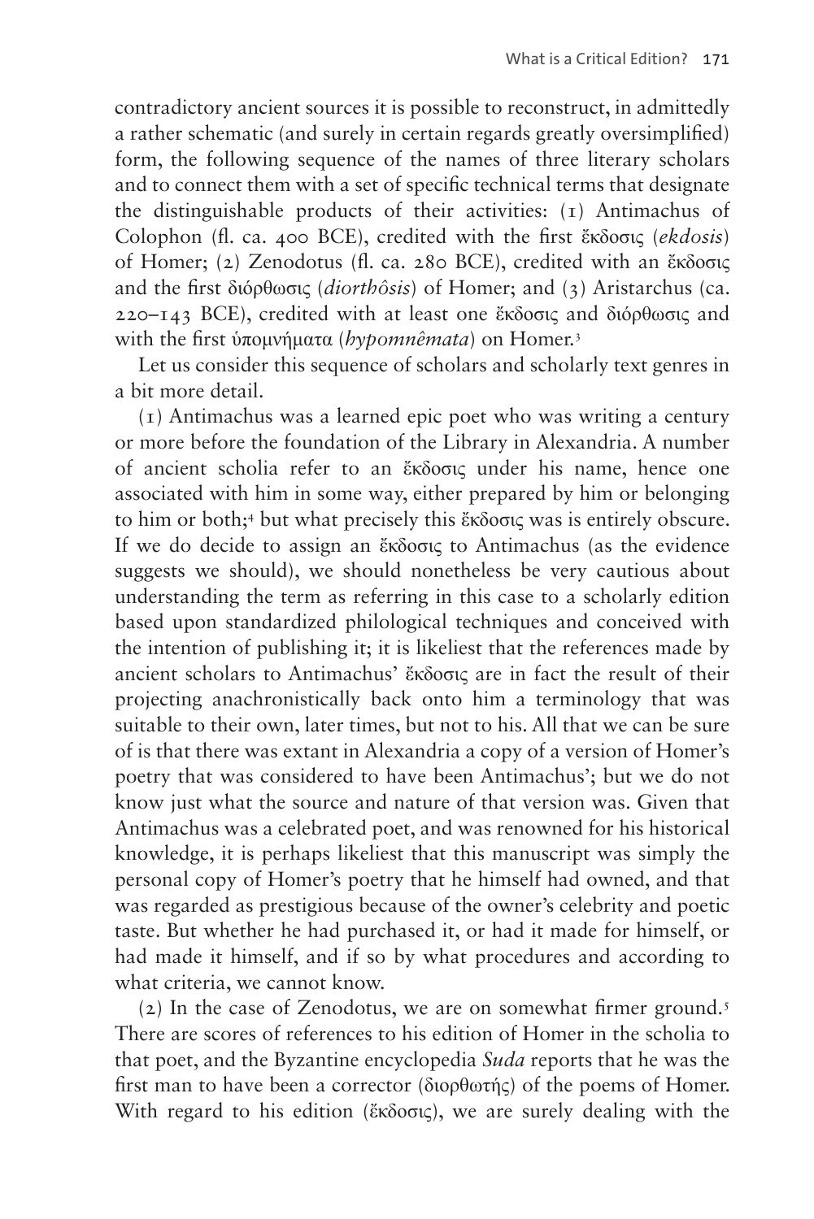contradictory ancient sources it is possible to reconstruct, in admittedly a rather schematic (and surely in certain regards greatly oversimplified) form, the following sequence of the names of three literary scholars and to connect them with a set of specific technical terms that designate the distinguishable products of their activities: (1) Antimachus of Colophon (fl. ca. 400 BCE), credited with the first ἔκδοσις (*ekdosis*) of Homer; (2) Zenodotus (fl. ca. 280 BCE), credited with an ἔκδοσις and the first διόρθωσις (*diorthôsis*) of Homer; and (3) Aristarchus (ca. 220–143 BCE), credited with at least one ἔκδοσις and διόρθωσις and with the first ὑπομνήματα (*hypomnêmata*) on Homer.[3]

Let us consider this sequence of scholars and scholarly text genres in a bit more detail.

(1) Antimachus was a learned epic poet who was writing a century or more before the foundation of the Library in Alexandria. A number of ancient scholia refer to an ἔκδοσις under his name, hence one associated with him in some way, either prepared by him or belonging to him or both;[4] but what precisely this ἔκδοσις was is entirely obscure. If we do decide to assign an ἔκδοσις to Antimachus (as the evidence suggests we should), we should nonetheless be very cautious about understanding the term as referring in this case to a scholarly edition based upon standardized philological techniques and conceived with the intention of publishing it; it is likeliest that the references made by ancient scholars to Antimachus' ἔκδοσις are in fact the result of their projecting anachronistically back onto him a terminology that was suitable to their own, later times, but not to his. All that we can be sure of is that there was extant in Alexandria a copy of a version of Homer's poetry that was considered to have been Antimachus'; but we do not know just what the source and nature of that version was. Given that Antimachus was a celebrated poet, and was renowned for his historical knowledge, it is perhaps likeliest that this manuscript was simply the personal copy of Homer's poetry that he himself had owned, and that was regarded as prestigious because of the owner's celebrity and poetic taste. But whether he had purchased it, or had it made for himself, or had made it himself, and if so by what procedures and according to what criteria, we cannot know.

(2) In the case of Zenodotus, we are on somewhat firmer ground.[5] There are scores of references to his edition of Homer in the scholia to that poet, and the Byzantine encyclopedia *Suda* reports that he was the first man to have been a corrector (διορθωτής) of the poems of Homer. With regard to his edition (ἔκδοσις), we are surely dealing with the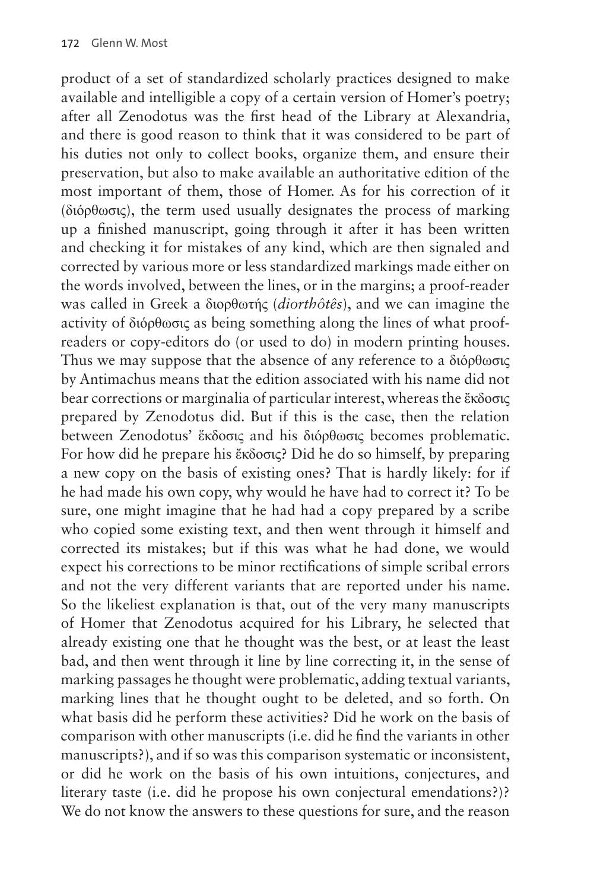product of a set of standardized scholarly practices designed to make available and intelligible a copy of a certain version of Homer's poetry; after all Zenodotus was the first head of the Library at Alexandria, and there is good reason to think that it was considered to be part of his duties not only to collect books, organize them, and ensure their preservation, but also to make available an authoritative edition of the most important of them, those of Homer. As for his correction of it (διόρθωσις), the term used usually designates the process of marking up a finished manuscript, going through it after it has been written and checking it for mistakes of any kind, which are then signaled and corrected by various more or less standardized markings made either on the words involved, between the lines, or in the margins; a proof-reader was called in Greek a διορθωτής (*diorthôtês*), and we can imagine the activity of διόρθωσις as being something along the lines of what proof-readers or copy-editors do (or used to do) in modern printing houses. Thus we may suppose that the absence of any reference to a διόρθωσις by Antimachus means that the edition associated with his name did not bear corrections or marginalia of particular interest, whereas the ἔκδοσις prepared by Zenodotus did. But if this is the case, then the relation between Zenodotus' ἔκδοσις and his διόρθωσις becomes problematic. For how did he prepare his ἔκδοσις? Did he do so himself, by preparing a new copy on the basis of existing ones? That is hardly likely: for if he had made his own copy, why would he have had to correct it? To be sure, one might imagine that he had had a copy prepared by a scribe who copied some existing text, and then went through it himself and corrected its mistakes; but if this was what he had done, we would expect his corrections to be minor rectifications of simple scribal errors and not the very different variants that are reported under his name. So the likeliest explanation is that, out of the very many manuscripts of Homer that Zenodotus acquired for his Library, he selected that already existing one that he thought was the best, or at least the least bad, and then went through it line by line correcting it, in the sense of marking passages he thought were problematic, adding textual variants, marking lines that he thought ought to be deleted, and so forth. On what basis did he perform these activities? Did he work on the basis of comparison with other manuscripts (i.e. did he find the variants in other manuscripts?), and if so was this comparison systematic or inconsistent, or did he work on the basis of his own intuitions, conjectures, and literary taste (i.e. did he propose his own conjectural emendations?)? We do not know the answers to these questions for sure, and the reason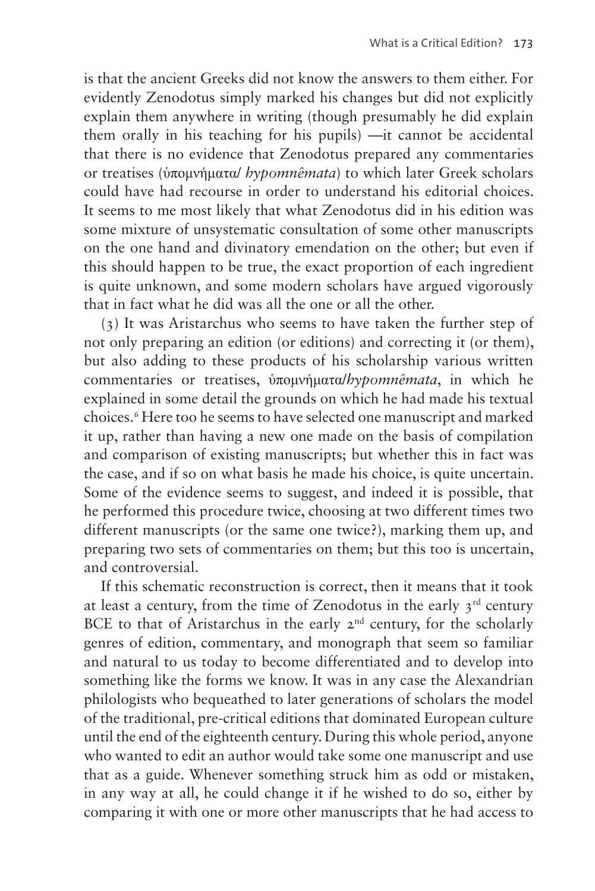is that the ancient Greeks did not know the answers to them either. For evidently Zenodotus simply marked his changes but did not explicitly explain them anywhere in writing (though presumably he did explain them orally in his teaching for his pupils) —it cannot be accidental that there is no evidence that Zenodotus prepared any commentaries or treatises (ὑπομνήματα/ *hypomnêmata*) to which later Greek scholars could have had recourse in order to understand his editorial choices. It seems to me most likely that what Zenodotus did in his edition was some mixture of unsystematic consultation of some other manuscripts on the one hand and divinatory emendation on the other; but even if this should happen to be true, the exact proportion of each ingredient is quite unknown, and some modern scholars have argued vigorously that in fact what he did was all the one or all the other.

(3) It was Aristarchus who seems to have taken the further step of not only preparing an edition (or editions) and correcting it (or them), but also adding to these products of his scholarship various written commentaries or treatises, ὑπομνήματα/*hypomnêmata*, in which he explained in some detail the grounds on which he had made his textual choices.[6] Here too he seems to have selected one manuscript and marked it up, rather than having a new one made on the basis of compilation and comparison of existing manuscripts; but whether this in fact was the case, and if so on what basis he made his choice, is quite uncertain. Some of the evidence seems to suggest, and indeed it is possible, that he performed this procedure twice, choosing at two different times two different manuscripts (or the same one twice?), marking them up, and preparing two sets of commentaries on them; but this too is uncertain, and controversial.

If this schematic reconstruction is correct, then it means that it took at least a century, from the time of Zenodotus in the early 3rd century BCE to that of Aristarchus in the early 2nd century, for the scholarly genres of edition, commentary, and monograph that seem so familiar and natural to us today to become differentiated and to develop into something like the forms we know. It was in any case the Alexandrian philologists who bequeathed to later generations of scholars the model of the traditional, pre-critical editions that dominated European culture until the end of the eighteenth century. During this whole period, anyone who wanted to edit an author would take some one manuscript and use that as a guide. Whenever something struck him as odd or mistaken, in any way at all, he could change it if he wished to do so, either by comparing it with one or more other manuscripts that he had access to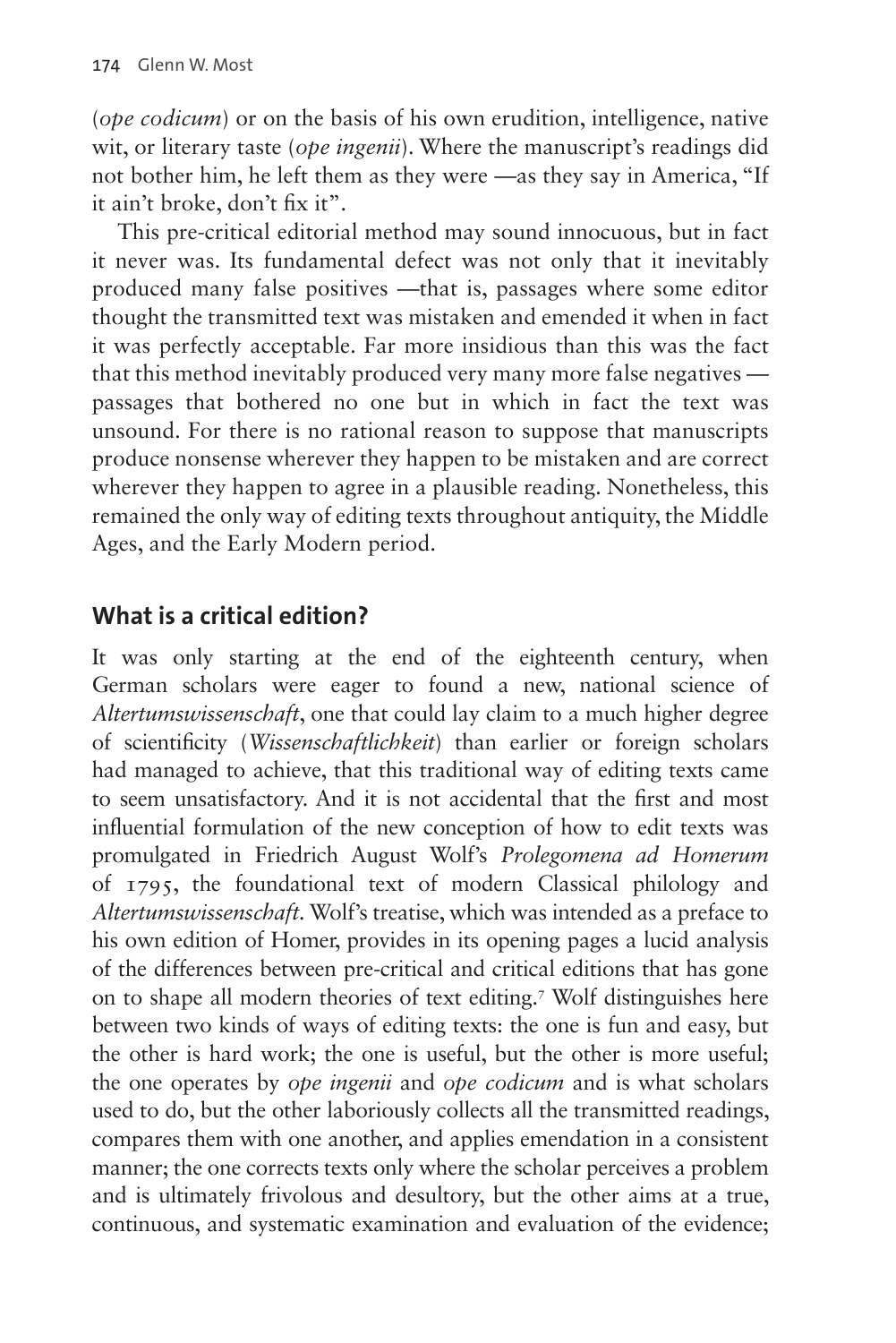(*ope codicum*) or on the basis of his own erudition, intelligence, native wit, or literary taste (*ope ingenii*). Where the manuscript's readings did not bother him, he left them as they were —as they say in America, "If it ain't broke, don't fix it".

This pre-critical editorial method may sound innocuous, but in fact it never was. Its fundamental defect was not only that it inevitably produced many false positives —that is, passages where some editor thought the transmitted text was mistaken and emended it when in fact it was perfectly acceptable. Far more insidious than this was the fact that this method inevitably produced very many more false negatives — passages that bothered no one but in which in fact the text was unsound. For there is no rational reason to suppose that manuscripts produce nonsense wherever they happen to be mistaken and are correct wherever they happen to agree in a plausible reading. Nonetheless, this remained the only way of editing texts throughout antiquity, the Middle Ages, and the Early Modern period.

## What is a critical edition?

It was only starting at the end of the eighteenth century, when German scholars were eager to found a new, national science of *Altertumswissenschaft*, one that could lay claim to a much higher degree of scientificity (*Wissenschaftlichkeit*) than earlier or foreign scholars had managed to achieve, that this traditional way of editing texts came to seem unsatisfactory. And it is not accidental that the first and most influential formulation of the new conception of how to edit texts was promulgated in Friedrich August Wolf's *Prolegomena ad Homerum* of 1795, the foundational text of modern Classical philology and *Altertumswissenschaft*. Wolf's treatise, which was intended as a preface to his own edition of Homer, provides in its opening pages a lucid analysis of the differences between pre-critical and critical editions that has gone on to shape all modern theories of text editing.[7] Wolf distinguishes here between two kinds of ways of editing texts: the one is fun and easy, but the other is hard work; the one is useful, but the other is more useful; the one operates by *ope ingenii* and *ope codicum* and is what scholars used to do, but the other laboriously collects all the transmitted readings, compares them with one another, and applies emendation in a consistent manner; the one corrects texts only where the scholar perceives a problem and is ultimately frivolous and desultory, but the other aims at a true, continuous, and systematic examination and evaluation of the evidence;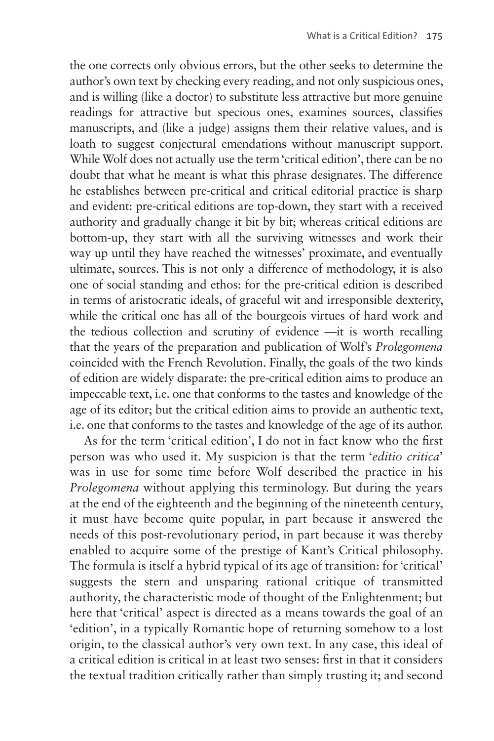the one corrects only obvious errors, but the other seeks to determine the author's own text by checking every reading, and not only suspicious ones, and is willing (like a doctor) to substitute less attractive but more genuine readings for attractive but specious ones, examines sources, classifies manuscripts, and (like a judge) assigns them their relative values, and is loath to suggest conjectural emendations without manuscript support. While Wolf does not actually use the term 'critical edition', there can be no doubt that what he meant is what this phrase designates. The difference he establishes between pre-critical and critical editorial practice is sharp and evident: pre-critical editions are top-down, they start with a received authority and gradually change it bit by bit; whereas critical editions are bottom-up, they start with all the surviving witnesses and work their way up until they have reached the witnesses' proximate, and eventually ultimate, sources. This is not only a difference of methodology, it is also one of social standing and ethos: for the pre-critical edition is described in terms of aristocratic ideals, of graceful wit and irresponsible dexterity, while the critical one has all of the bourgeois virtues of hard work and the tedious collection and scrutiny of evidence —it is worth recalling that the years of the preparation and publication of Wolf's *Prolegomena* coincided with the French Revolution. Finally, the goals of the two kinds of edition are widely disparate: the pre-critical edition aims to produce an impeccable text, i.e. one that conforms to the tastes and knowledge of the age of its editor; but the critical edition aims to provide an authentic text, i.e. one that conforms to the tastes and knowledge of the age of its author.

As for the term 'critical edition', I do not in fact know who the first person was who used it. My suspicion is that the term '*editio critica*' was in use for some time before Wolf described the practice in his *Prolegomena* without applying this terminology. But during the years at the end of the eighteenth and the beginning of the nineteenth century, it must have become quite popular, in part because it answered the needs of this post-revolutionary period, in part because it was thereby enabled to acquire some of the prestige of Kant's Critical philosophy. The formula is itself a hybrid typical of its age of transition: for 'critical' suggests the stern and unsparing rational critique of transmitted authority, the characteristic mode of thought of the Enlightenment; but here that 'critical' aspect is directed as a means towards the goal of an 'edition', in a typically Romantic hope of returning somehow to a lost origin, to the classical author's very own text. In any case, this ideal of a critical edition is critical in at least two senses: first in that it considers the textual tradition critically rather than simply trusting it; and second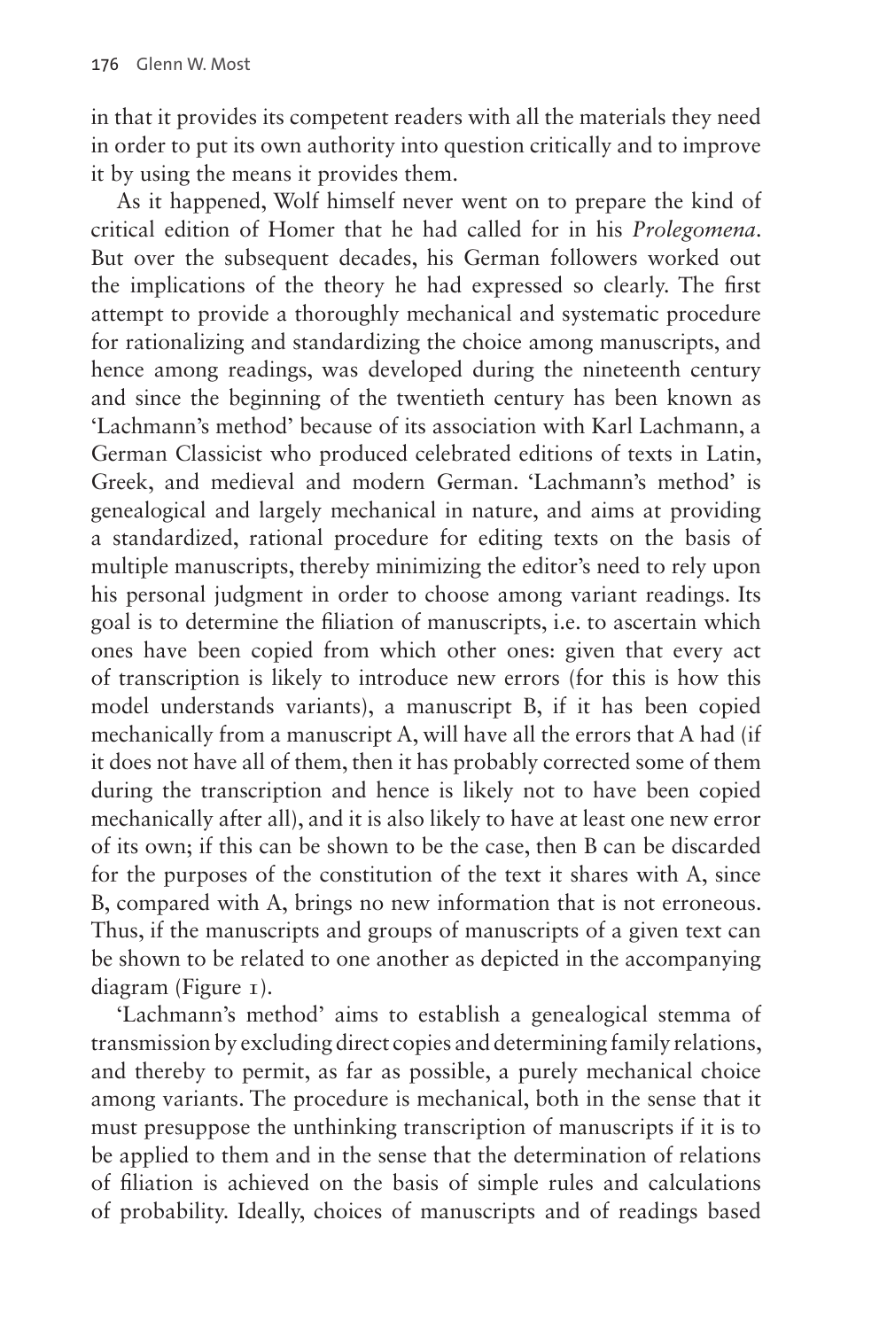in that it provides its competent readers with all the materials they need in order to put its own authority into question critically and to improve it by using the means it provides them.

As it happened, Wolf himself never went on to prepare the kind of critical edition of Homer that he had called for in his *Prolegomena*. But over the subsequent decades, his German followers worked out the implications of the theory he had expressed so clearly. The first attempt to provide a thoroughly mechanical and systematic procedure for rationalizing and standardizing the choice among manuscripts, and hence among readings, was developed during the nineteenth century and since the beginning of the twentieth century has been known as 'Lachmann's method' because of its association with Karl Lachmann, a German Classicist who produced celebrated editions of texts in Latin, Greek, and medieval and modern German. 'Lachmann's method' is genealogical and largely mechanical in nature, and aims at providing a standardized, rational procedure for editing texts on the basis of multiple manuscripts, thereby minimizing the editor's need to rely upon his personal judgment in order to choose among variant readings. Its goal is to determine the filiation of manuscripts, i.e. to ascertain which ones have been copied from which other ones: given that every act of transcription is likely to introduce new errors (for this is how this model understands variants), a manuscript B, if it has been copied mechanically from a manuscript A, will have all the errors that A had (if it does not have all of them, then it has probably corrected some of them during the transcription and hence is likely not to have been copied mechanically after all), and it is also likely to have at least one new error of its own; if this can be shown to be the case, then B can be discarded for the purposes of the constitution of the text it shares with A, since B, compared with A, brings no new information that is not erroneous. Thus, if the manuscripts and groups of manuscripts of a given text can be shown to be related to one another as depicted in the accompanying diagram (Figure 1).

'Lachmann's method' aims to establish a genealogical stemma of transmission by excluding direct copies and determining family relations, and thereby to permit, as far as possible, a purely mechanical choice among variants. The procedure is mechanical, both in the sense that it must presuppose the unthinking transcription of manuscripts if it is to be applied to them and in the sense that the determination of relations of filiation is achieved on the basis of simple rules and calculations of probability. Ideally, choices of manuscripts and of readings based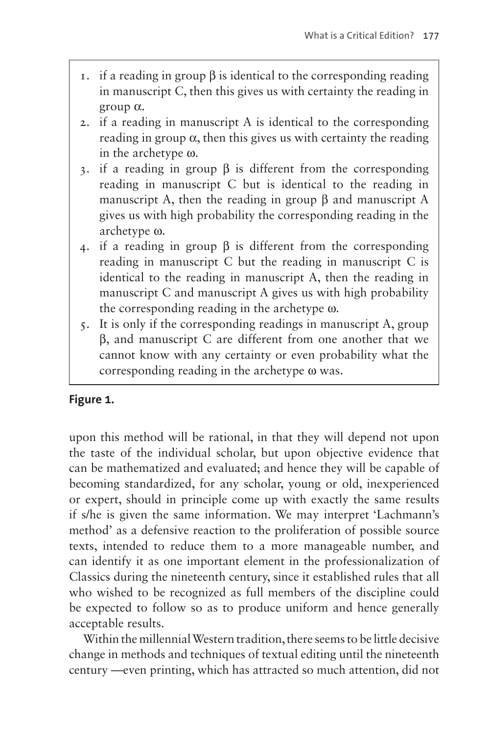1. if a reading in group $\beta$ is identical to the corresponding reading in manuscript C, then this gives us with certainty the reading in group $\alpha$.
2. if a reading in manuscript A is identical to the corresponding reading in group $\alpha$, then this gives us with certainty the reading in the archetype $\omega$.
3. if a reading in group $\beta$ is different from the corresponding reading in manuscript C but is identical to the reading in manuscript A, then the reading in group $\beta$ and manuscript A gives us with high probability the corresponding reading in the archetype $\omega$.
4. if a reading in group $\beta$ is different from the corresponding reading in manuscript C but the reading in manuscript C is identical to the reading in manuscript A, then the reading in manuscript C and manuscript A gives us with high probability the corresponding reading in the archetype $\omega$.
5. It is only if the corresponding readings in manuscript A, group $\beta$, and manuscript C are different from one another that we cannot know with any certainty or even probability what the corresponding reading in the archetype $\omega$ was.

**Figure 1.**

upon this method will be rational, in that they will depend not upon the taste of the individual scholar, but upon objective evidence that can be mathematized and evaluated; and hence they will be capable of becoming standardized, for any scholar, young or old, inexperienced or expert, should in principle come up with exactly the same results if s/he is given the same information. We may interpret 'Lachmann's method' as a defensive reaction to the proliferation of possible source texts, intended to reduce them to a more manageable number, and can identify it as one important element in the professionalization of Classics during the nineteenth century, since it established rules that all who wished to be recognized as full members of the discipline could be expected to follow so as to produce uniform and hence generally acceptable results.

Within the millennial Western tradition, there seems to be little decisive change in methods and techniques of textual editing until the nineteenth century —even printing, which has attracted so much attention, did not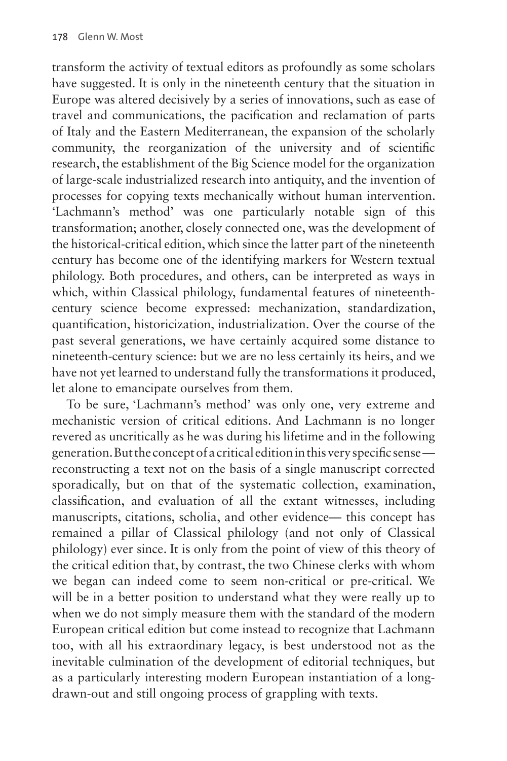transform the activity of textual editors as profoundly as some scholars have suggested. It is only in the nineteenth century that the situation in Europe was altered decisively by a series of innovations, such as ease of travel and communications, the pacification and reclamation of parts of Italy and the Eastern Mediterranean, the expansion of the scholarly community, the reorganization of the university and of scientific research, the establishment of the Big Science model for the organization of large-scale industrialized research into antiquity, and the invention of processes for copying texts mechanically without human intervention. 'Lachmann's method' was one particularly notable sign of this transformation; another, closely connected one, was the development of the historical-critical edition, which since the latter part of the nineteenth century has become one of the identifying markers for Western textual philology. Both procedures, and others, can be interpreted as ways in which, within Classical philology, fundamental features of nineteenth-century science become expressed: mechanization, standardization, quantification, historicization, industrialization. Over the course of the past several generations, we have certainly acquired some distance to nineteenth-century science: but we are no less certainly its heirs, and we have not yet learned to understand fully the transformations it produced, let alone to emancipate ourselves from them.

To be sure, 'Lachmann's method' was only one, very extreme and mechanistic version of critical editions. And Lachmann is no longer revered as uncritically as he was during his lifetime and in the following generation. But the concept of a critical edition in this very specific sense— reconstructing a text not on the basis of a single manuscript corrected sporadically, but on that of the systematic collection, examination, classification, and evaluation of all the extant witnesses, including manuscripts, citations, scholia, and other evidence— this concept has remained a pillar of Classical philology (and not only of Classical philology) ever since. It is only from the point of view of this theory of the critical edition that, by contrast, the two Chinese clerks with whom we began can indeed come to seem non-critical or pre-critical. We will be in a better position to understand what they were really up to when we do not simply measure them with the standard of the modern European critical edition but come instead to recognize that Lachmann too, with all his extraordinary legacy, is best understood not as the inevitable culmination of the development of editorial techniques, but as a particularly interesting modern European instantiation of a long-drawn-out and still ongoing process of grappling with texts.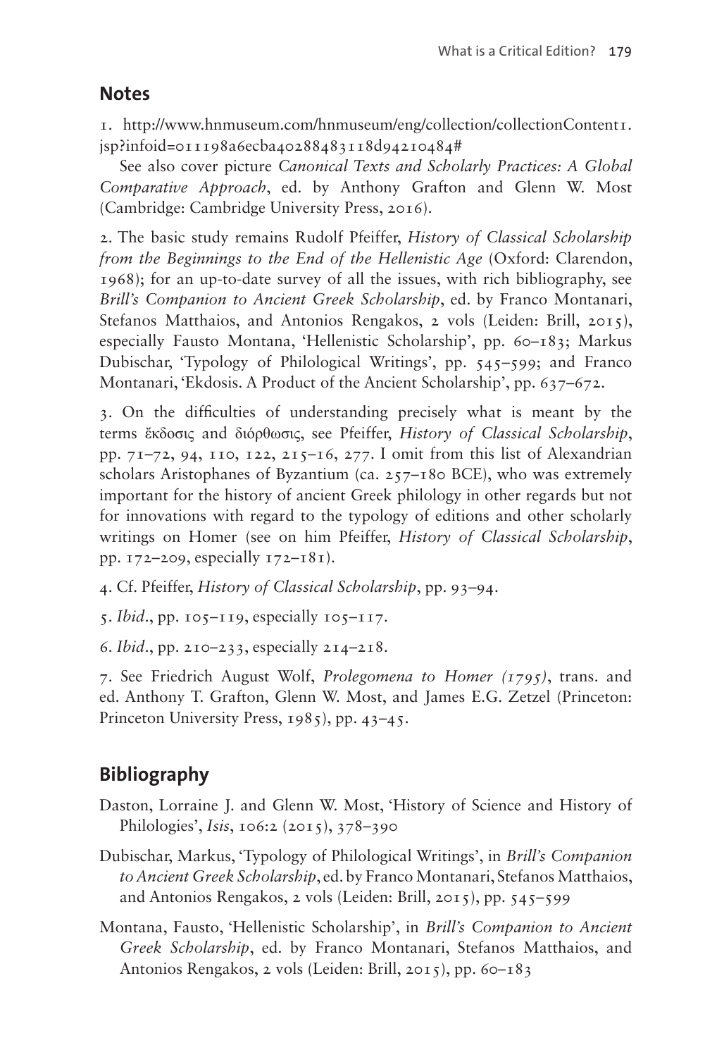## Notes

1. http://www.hnmuseum.com/hnmuseum/eng/collection/collectionContent1.jsp?infoid=011198a6ecba40288483118d94210484#

See also cover picture *Canonical Texts and Scholarly Practices: A Global Comparative Approach*, ed. by Anthony Grafton and Glenn W. Most (Cambridge: Cambridge University Press, 2016).

2. The basic study remains Rudolf Pfeiffer, *History of Classical Scholarship from the Beginnings to the End of the Hellenistic Age* (Oxford: Clarendon, 1968); for an up-to-date survey of all the issues, with rich bibliography, see *Brill's Companion to Ancient Greek Scholarship*, ed. by Franco Montanari, Stefanos Matthaios, and Antonios Rengakos, 2 vols (Leiden: Brill, 2015), especially Fausto Montana, 'Hellenistic Scholarship', pp. 60–183; Markus Dubischar, 'Typology of Philological Writings', pp. 545–599; and Franco Montanari, 'Ekdosis. A Product of the Ancient Scholarship', pp. 637–672.

3. On the difficulties of understanding precisely what is meant by the terms ἔκδοσις and διόρθωσις, see Pfeiffer, *History of Classical Scholarship*, pp. 71–72, 94, 110, 122, 215–16, 277. I omit from this list of Alexandrian scholars Aristophanes of Byzantium (ca. 257–180 BCE), who was extremely important for the history of ancient Greek philology in other regards but not for innovations with regard to the typology of editions and other scholarly writings on Homer (see on him Pfeiffer, *History of Classical Scholarship*, pp. 172–209, especially 172–181).

4. Cf. Pfeiffer, *History of Classical Scholarship*, pp. 93–94.

5. *Ibid*., pp. 105–119, especially 105–117.

6. *Ibid*., pp. 210–233, especially 214–218.

7. See Friedrich August Wolf, *Prolegomena to Homer (1795)*, trans. and ed. Anthony T. Grafton, Glenn W. Most, and James E.G. Zetzel (Princeton: Princeton University Press, 1985), pp. 43–45.

## Bibliography

Daston, Lorraine J. and Glenn W. Most, 'History of Science and History of Philologies', *Isis*, 106:2 (2015), 378–390

Dubischar, Markus, 'Typology of Philological Writings', in *Brill's Companion to Ancient Greek Scholarship*, ed. by Franco Montanari, Stefanos Matthaios, and Antonios Rengakos, 2 vols (Leiden: Brill, 2015), pp. 545–599

Montana, Fausto, 'Hellenistic Scholarship', in *Brill's Companion to Ancient Greek Scholarship*, ed. by Franco Montanari, Stefanos Matthaios, and Antonios Rengakos, 2 vols (Leiden: Brill, 2015), pp. 60–183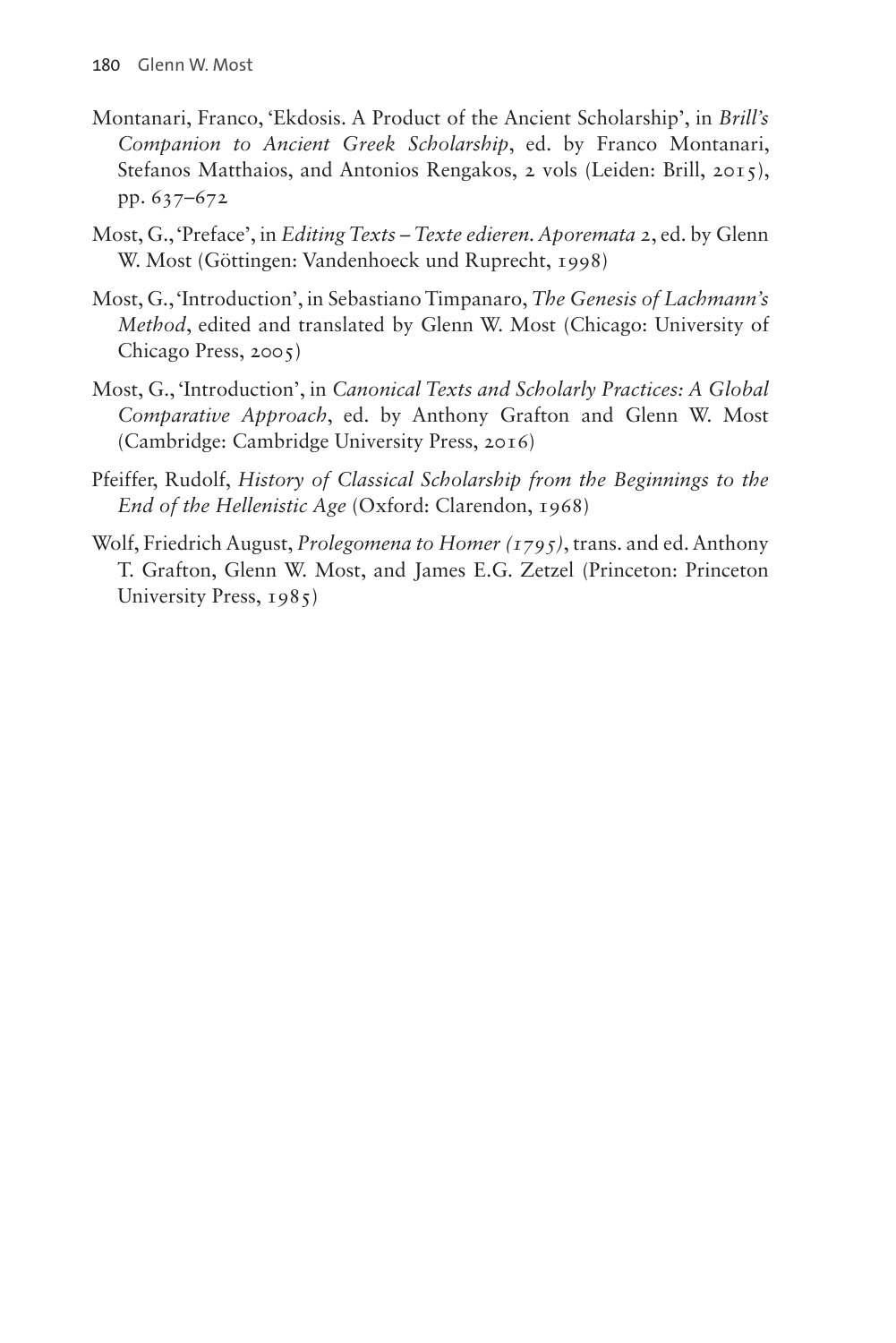Montanari, Franco, 'Ekdosis. A Product of the Ancient Scholarship', in *Brill's Companion to Ancient Greek Scholarship*, ed. by Franco Montanari, Stefanos Matthaios, and Antonios Rengakos, 2 vols (Leiden: Brill, 2015), pp. 637–672

Most, G., 'Preface', in *Editing Texts – Texte edieren. Aporemata 2*, ed. by Glenn W. Most (Göttingen: Vandenhoeck und Ruprecht, 1998)

Most, G., 'Introduction', in Sebastiano Timpanaro, *The Genesis of Lachmann's Method*, edited and translated by Glenn W. Most (Chicago: University of Chicago Press, 2005)

Most, G., 'Introduction', in *Canonical Texts and Scholarly Practices: A Global Comparative Approach*, ed. by Anthony Grafton and Glenn W. Most (Cambridge: Cambridge University Press, 2016)

Pfeiffer, Rudolf, *History of Classical Scholarship from the Beginnings to the End of the Hellenistic Age* (Oxford: Clarendon, 1968)

Wolf, Friedrich August, *Prolegomena to Homer (1795)*, trans. and ed. Anthony T. Grafton, Glenn W. Most, and James E.G. Zetzel (Princeton: Princeton University Press, 1985)